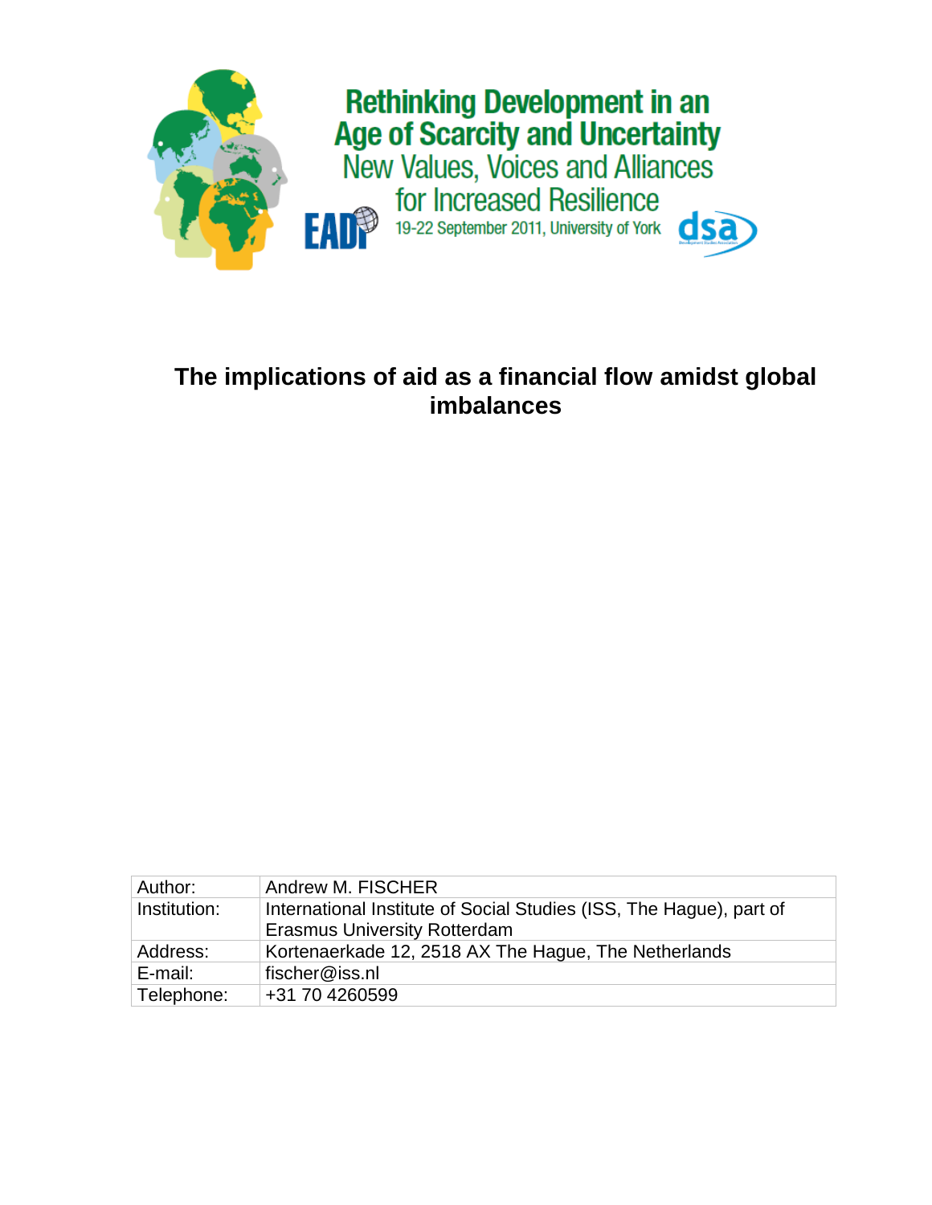Rethinking Development in an Age of Scarcity and Uncertainty
New Values, Voices and Alliances for Increased Resilience

EADI

19-22 September 2011, University of York

dsa

# The implications of aid as a financial flow amidst global imbalances

| Author: | Andrew M. FISCHER |
| --- | --- |
| Institution: | International Institute of Social Studies (ISS, The Hague), part of Erasmus University Rotterdam |
| Address: | Kortenaerkade 12, 2518 AX The Hague, The Netherlands |
| E-mail: | fischer@iss.nl |
| Telephone: | +31 70 4260599 |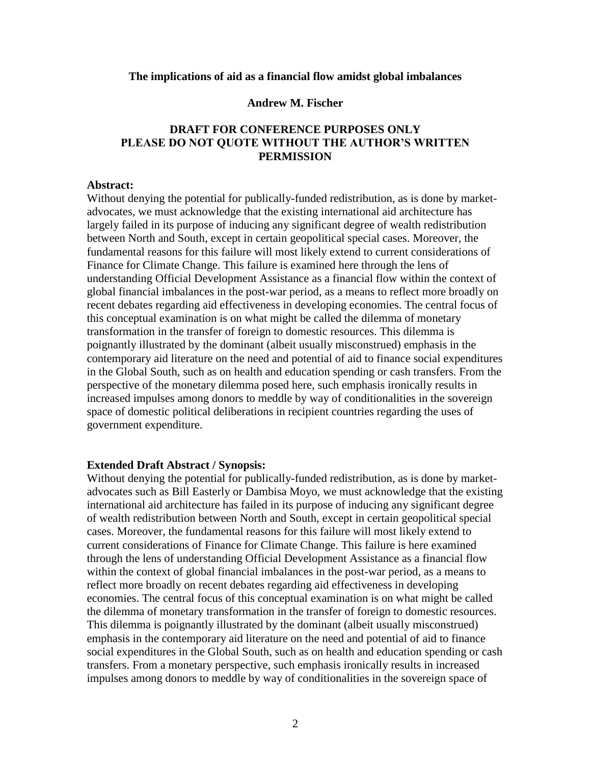**The implications of aid as a financial flow amidst global imbalances**

**Andrew M. Fischer**

**DRAFT FOR CONFERENCE PURPOSES ONLY**
**PLEASE DO NOT QUOTE WITHOUT THE AUTHOR'S WRITTEN PERMISSION**

**Abstract:**

Without denying the potential for publically-funded redistribution, as is done by market-advocates, we must acknowledge that the existing international aid architecture has largely failed in its purpose of inducing any significant degree of wealth redistribution between North and South, except in certain geopolitical special cases. Moreover, the fundamental reasons for this failure will most likely extend to current considerations of Finance for Climate Change. This failure is examined here through the lens of understanding Official Development Assistance as a financial flow within the context of global financial imbalances in the post-war period, as a means to reflect more broadly on recent debates regarding aid effectiveness in developing economies. The central focus of this conceptual examination is on what might be called the dilemma of monetary transformation in the transfer of foreign to domestic resources. This dilemma is poignantly illustrated by the dominant (albeit usually misconstrued) emphasis in the contemporary aid literature on the need and potential of aid to finance social expenditures in the Global South, such as on health and education spending or cash transfers. From the perspective of the monetary dilemma posed here, such emphasis ironically results in increased impulses among donors to meddle by way of conditionalities in the sovereign space of domestic political deliberations in recipient countries regarding the uses of government expenditure.

**Extended Draft Abstract / Synopsis:**

Without denying the potential for publically-funded redistribution, as is done by market-advocates such as Bill Easterly or Dambisa Moyo, we must acknowledge that the existing international aid architecture has failed in its purpose of inducing any significant degree of wealth redistribution between North and South, except in certain geopolitical special cases. Moreover, the fundamental reasons for this failure will most likely extend to current considerations of Finance for Climate Change. This failure is here examined through the lens of understanding Official Development Assistance as a financial flow within the context of global financial imbalances in the post-war period, as a means to reflect more broadly on recent debates regarding aid effectiveness in developing economies. The central focus of this conceptual examination is on what might be called the dilemma of monetary transformation in the transfer of foreign to domestic resources. This dilemma is poignantly illustrated by the dominant (albeit usually misconstrued) emphasis in the contemporary aid literature on the need and potential of aid to finance social expenditures in the Global South, such as on health and education spending or cash transfers. From a monetary perspective, such emphasis ironically results in increased impulses among donors to meddle by way of conditionalities in the sovereign space of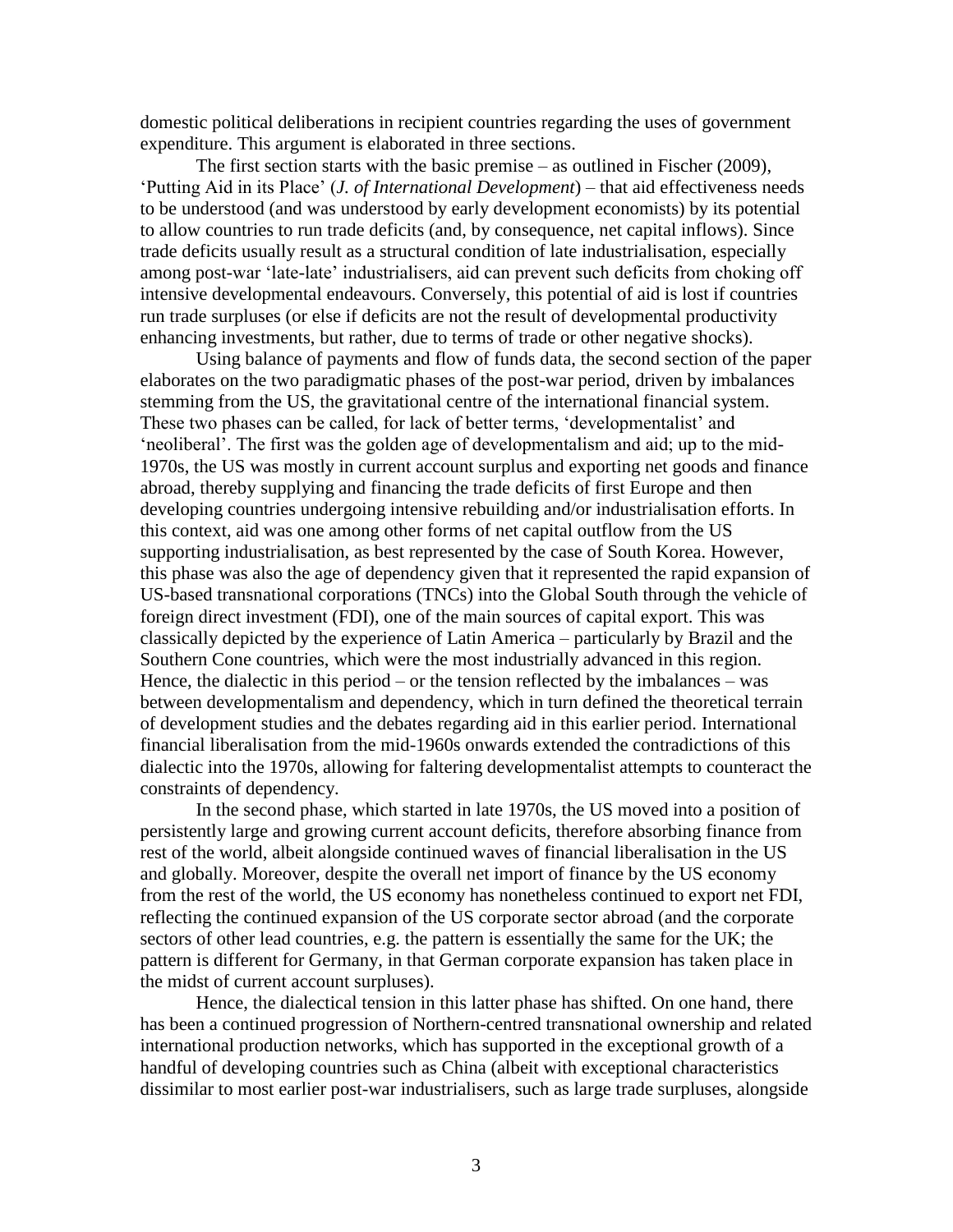domestic political deliberations in recipient countries regarding the uses of government expenditure. This argument is elaborated in three sections.

The first section starts with the basic premise – as outlined in Fischer (2009), 'Putting Aid in its Place' (*J. of International Development*) – that aid effectiveness needs to be understood (and was understood by early development economists) by its potential to allow countries to run trade deficits (and, by consequence, net capital inflows). Since trade deficits usually result as a structural condition of late industrialisation, especially among post-war 'late-late' industrialisers, aid can prevent such deficits from choking off intensive developmental endeavours. Conversely, this potential of aid is lost if countries run trade surpluses (or else if deficits are not the result of developmental productivity enhancing investments, but rather, due to terms of trade or other negative shocks).

Using balance of payments and flow of funds data, the second section of the paper elaborates on the two paradigmatic phases of the post-war period, driven by imbalances stemming from the US, the gravitational centre of the international financial system. These two phases can be called, for lack of better terms, 'developmentalist' and 'neoliberal'. The first was the golden age of developmentalism and aid; up to the mid-1970s, the US was mostly in current account surplus and exporting net goods and finance abroad, thereby supplying and financing the trade deficits of first Europe and then developing countries undergoing intensive rebuilding and/or industrialisation efforts. In this context, aid was one among other forms of net capital outflow from the US supporting industrialisation, as best represented by the case of South Korea. However, this phase was also the age of dependency given that it represented the rapid expansion of US-based transnational corporations (TNCs) into the Global South through the vehicle of foreign direct investment (FDI), one of the main sources of capital export. This was classically depicted by the experience of Latin America – particularly by Brazil and the Southern Cone countries, which were the most industrially advanced in this region. Hence, the dialectic in this period – or the tension reflected by the imbalances – was between developmentalism and dependency, which in turn defined the theoretical terrain of development studies and the debates regarding aid in this earlier period. International financial liberalisation from the mid-1960s onwards extended the contradictions of this dialectic into the 1970s, allowing for faltering developmentalist attempts to counteract the constraints of dependency.

In the second phase, which started in late 1970s, the US moved into a position of persistently large and growing current account deficits, therefore absorbing finance from rest of the world, albeit alongside continued waves of financial liberalisation in the US and globally. Moreover, despite the overall net import of finance by the US economy from the rest of the world, the US economy has nonetheless continued to export net FDI, reflecting the continued expansion of the US corporate sector abroad (and the corporate sectors of other lead countries, e.g. the pattern is essentially the same for the UK; the pattern is different for Germany, in that German corporate expansion has taken place in the midst of current account surpluses).

Hence, the dialectical tension in this latter phase has shifted. On one hand, there has been a continued progression of Northern-centred transnational ownership and related international production networks, which has supported in the exceptional growth of a handful of developing countries such as China (albeit with exceptional characteristics dissimilar to most earlier post-war industrialisers, such as large trade surpluses, alongside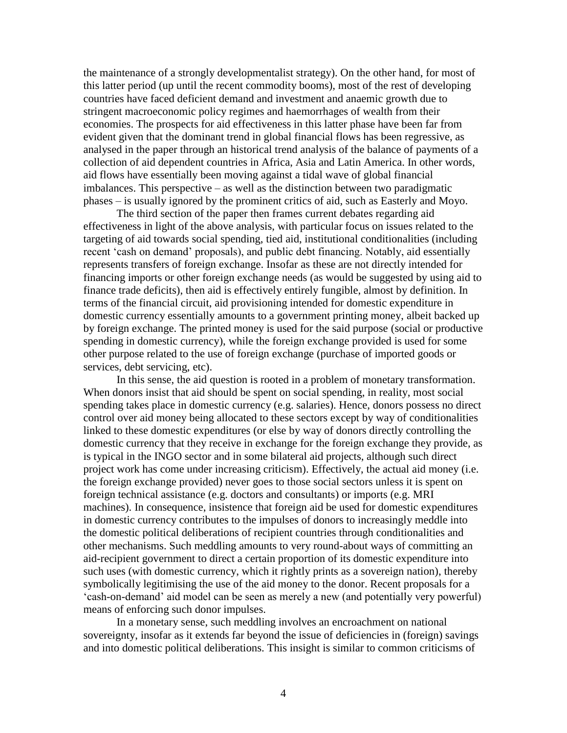the maintenance of a strongly developmentalist strategy). On the other hand, for most of this latter period (up until the recent commodity booms), most of the rest of developing countries have faced deficient demand and investment and anaemic growth due to stringent macroeconomic policy regimes and haemorrhages of wealth from their economies. The prospects for aid effectiveness in this latter phase have been far from evident given that the dominant trend in global financial flows has been regressive, as analysed in the paper through an historical trend analysis of the balance of payments of a collection of aid dependent countries in Africa, Asia and Latin America. In other words, aid flows have essentially been moving against a tidal wave of global financial imbalances. This perspective – as well as the distinction between two paradigmatic phases – is usually ignored by the prominent critics of aid, such as Easterly and Moyo.

The third section of the paper then frames current debates regarding aid effectiveness in light of the above analysis, with particular focus on issues related to the targeting of aid towards social spending, tied aid, institutional conditionalities (including recent 'cash on demand' proposals), and public debt financing. Notably, aid essentially represents transfers of foreign exchange. Insofar as these are not directly intended for financing imports or other foreign exchange needs (as would be suggested by using aid to finance trade deficits), then aid is effectively entirely fungible, almost by definition. In terms of the financial circuit, aid provisioning intended for domestic expenditure in domestic currency essentially amounts to a government printing money, albeit backed up by foreign exchange. The printed money is used for the said purpose (social or productive spending in domestic currency), while the foreign exchange provided is used for some other purpose related to the use of foreign exchange (purchase of imported goods or services, debt servicing, etc).

In this sense, the aid question is rooted in a problem of monetary transformation. When donors insist that aid should be spent on social spending, in reality, most social spending takes place in domestic currency (e.g. salaries). Hence, donors possess no direct control over aid money being allocated to these sectors except by way of conditionalities linked to these domestic expenditures (or else by way of donors directly controlling the domestic currency that they receive in exchange for the foreign exchange they provide, as is typical in the INGO sector and in some bilateral aid projects, although such direct project work has come under increasing criticism). Effectively, the actual aid money (i.e. the foreign exchange provided) never goes to those social sectors unless it is spent on foreign technical assistance (e.g. doctors and consultants) or imports (e.g. MRI machines). In consequence, insistence that foreign aid be used for domestic expenditures in domestic currency contributes to the impulses of donors to increasingly meddle into the domestic political deliberations of recipient countries through conditionalities and other mechanisms. Such meddling amounts to very round-about ways of committing an aid-recipient government to direct a certain proportion of its domestic expenditure into such uses (with domestic currency, which it rightly prints as a sovereign nation), thereby symbolically legitimising the use of the aid money to the donor. Recent proposals for a 'cash-on-demand' aid model can be seen as merely a new (and potentially very powerful) means of enforcing such donor impulses.

In a monetary sense, such meddling involves an encroachment on national sovereignty, insofar as it extends far beyond the issue of deficiencies in (foreign) savings and into domestic political deliberations. This insight is similar to common criticisms of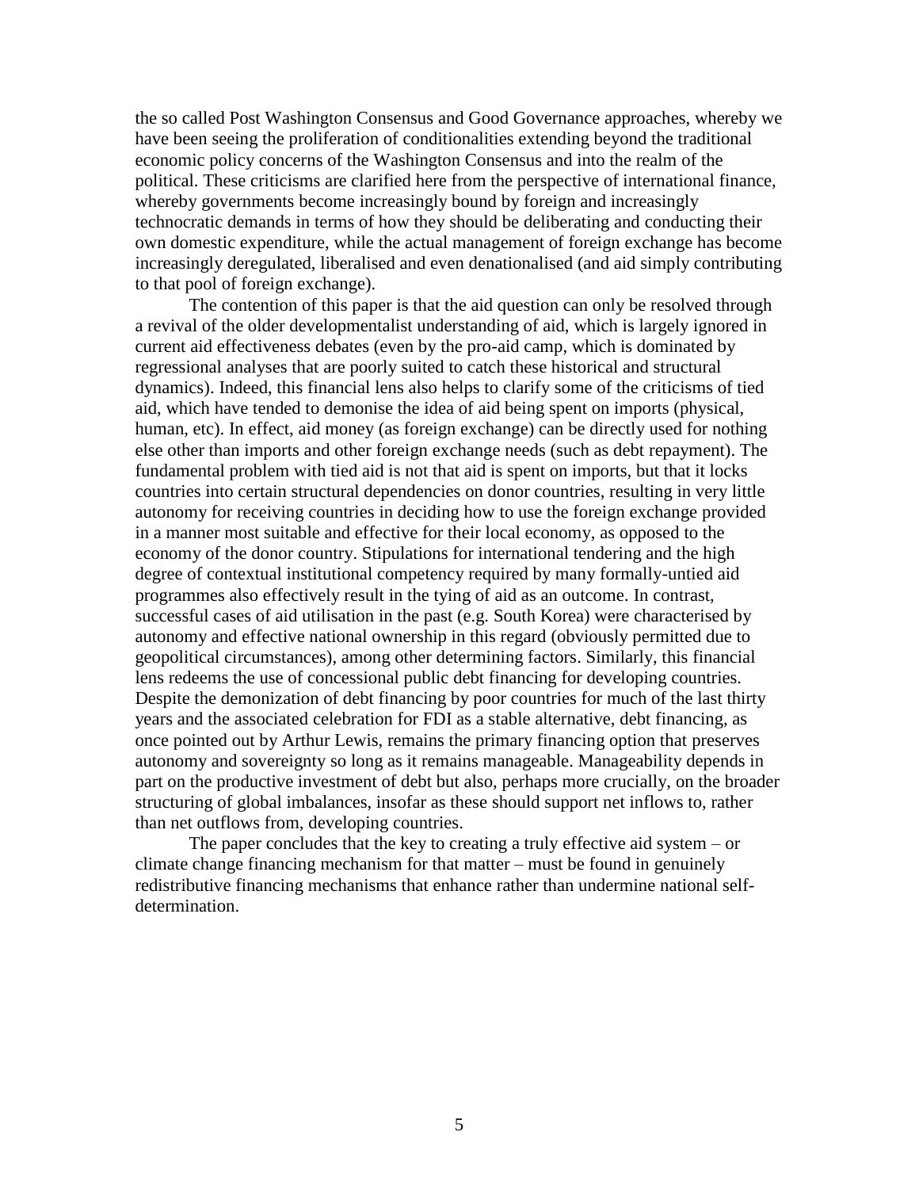the so called Post Washington Consensus and Good Governance approaches, whereby we have been seeing the proliferation of conditionalities extending beyond the traditional economic policy concerns of the Washington Consensus and into the realm of the political. These criticisms are clarified here from the perspective of international finance, whereby governments become increasingly bound by foreign and increasingly technocratic demands in terms of how they should be deliberating and conducting their own domestic expenditure, while the actual management of foreign exchange has become increasingly deregulated, liberalised and even denationalised (and aid simply contributing to that pool of foreign exchange).

The contention of this paper is that the aid question can only be resolved through a revival of the older developmentalist understanding of aid, which is largely ignored in current aid effectiveness debates (even by the pro-aid camp, which is dominated by regressional analyses that are poorly suited to catch these historical and structural dynamics). Indeed, this financial lens also helps to clarify some of the criticisms of tied aid, which have tended to demonise the idea of aid being spent on imports (physical, human, etc). In effect, aid money (as foreign exchange) can be directly used for nothing else other than imports and other foreign exchange needs (such as debt repayment). The fundamental problem with tied aid is not that aid is spent on imports, but that it locks countries into certain structural dependencies on donor countries, resulting in very little autonomy for receiving countries in deciding how to use the foreign exchange provided in a manner most suitable and effective for their local economy, as opposed to the economy of the donor country. Stipulations for international tendering and the high degree of contextual institutional competency required by many formally-untied aid programmes also effectively result in the tying of aid as an outcome. In contrast, successful cases of aid utilisation in the past (e.g. South Korea) were characterised by autonomy and effective national ownership in this regard (obviously permitted due to geopolitical circumstances), among other determining factors. Similarly, this financial lens redeems the use of concessional public debt financing for developing countries. Despite the demonization of debt financing by poor countries for much of the last thirty years and the associated celebration for FDI as a stable alternative, debt financing, as once pointed out by Arthur Lewis, remains the primary financing option that preserves autonomy and sovereignty so long as it remains manageable. Manageability depends in part on the productive investment of debt but also, perhaps more crucially, on the broader structuring of global imbalances, insofar as these should support net inflows to, rather than net outflows from, developing countries.

The paper concludes that the key to creating a truly effective aid system – or climate change financing mechanism for that matter – must be found in genuinely redistributive financing mechanisms that enhance rather than undermine national self-determination.